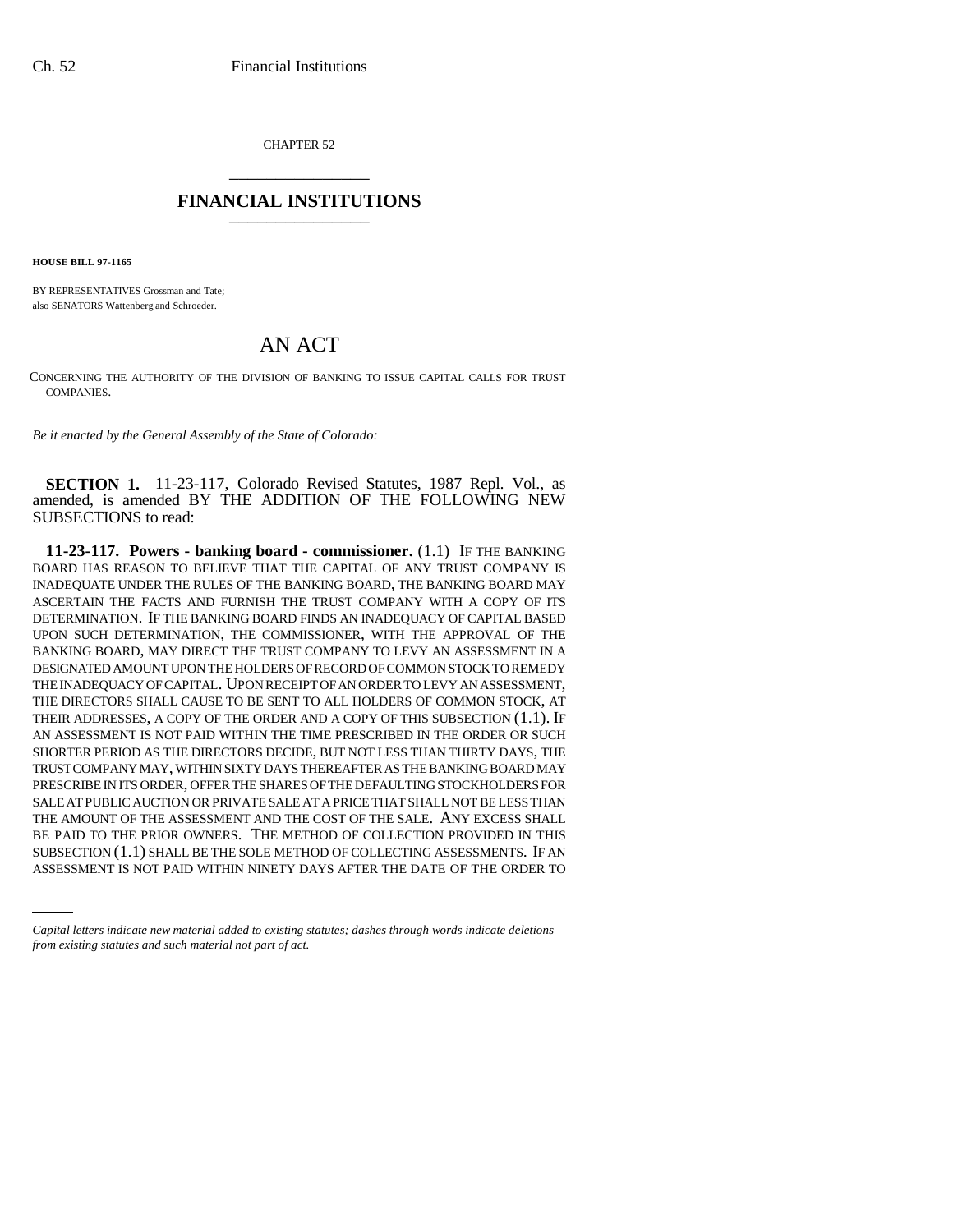CHAPTER 52

# FINANCIAL INSTITUTIONS

**HOUSE BILL 97-1165**

BY REPRESENTATIVES Grossman and Tate;
also SENATORS Wattenberg and Schroeder.

# AN ACT

CONCERNING THE AUTHORITY OF THE DIVISION OF BANKING TO ISSUE CAPITAL CALLS FOR TRUST COMPANIES.

*Be it enacted by the General Assembly of the State of Colorado:*

**SECTION 1.** 11-23-117, Colorado Revised Statutes, 1987 Repl. Vol., as amended, is amended BY THE ADDITION OF THE FOLLOWING NEW SUBSECTIONS to read:

**11-23-117. Powers - banking board - commissioner.** (1.1) IF THE BANKING BOARD HAS REASON TO BELIEVE THAT THE CAPITAL OF ANY TRUST COMPANY IS INADEQUATE UNDER THE RULES OF THE BANKING BOARD, THE BANKING BOARD MAY ASCERTAIN THE FACTS AND FURNISH THE TRUST COMPANY WITH A COPY OF ITS DETERMINATION. IF THE BANKING BOARD FINDS AN INADEQUACY OF CAPITAL BASED UPON SUCH DETERMINATION, THE COMMISSIONER, WITH THE APPROVAL OF THE BANKING BOARD, MAY DIRECT THE TRUST COMPANY TO LEVY AN ASSESSMENT IN A DESIGNATED AMOUNT UPON THE HOLDERS OF RECORD OF COMMON STOCK TO REMEDY THE INADEQUACY OF CAPITAL. UPON RECEIPT OF AN ORDER TO LEVY AN ASSESSMENT, THE DIRECTORS SHALL CAUSE TO BE SENT TO ALL HOLDERS OF COMMON STOCK, AT THEIR ADDRESSES, A COPY OF THE ORDER AND A COPY OF THIS SUBSECTION (1.1). IF AN ASSESSMENT IS NOT PAID WITHIN THE TIME PRESCRIBED IN THE ORDER OR SUCH SHORTER PERIOD AS THE DIRECTORS DECIDE, BUT NOT LESS THAN THIRTY DAYS, THE TRUST COMPANY MAY, WITHIN SIXTY DAYS THEREAFTER AS THE BANKING BOARD MAY PRESCRIBE IN ITS ORDER, OFFER THE SHARES OF THE DEFAULTING STOCKHOLDERS FOR SALE AT PUBLIC AUCTION OR PRIVATE SALE AT A PRICE THAT SHALL NOT BE LESS THAN THE AMOUNT OF THE ASSESSMENT AND THE COST OF THE SALE. ANY EXCESS SHALL BE PAID TO THE PRIOR OWNERS. THE METHOD OF COLLECTION PROVIDED IN THIS SUBSECTION (1.1) SHALL BE THE SOLE METHOD OF COLLECTING ASSESSMENTS. IF AN ASSESSMENT IS NOT PAID WITHIN NINETY DAYS AFTER THE DATE OF THE ORDER TO

*Capital letters indicate new material added to existing statutes; dashes through words indicate deletions from existing statutes and such material not part of act.*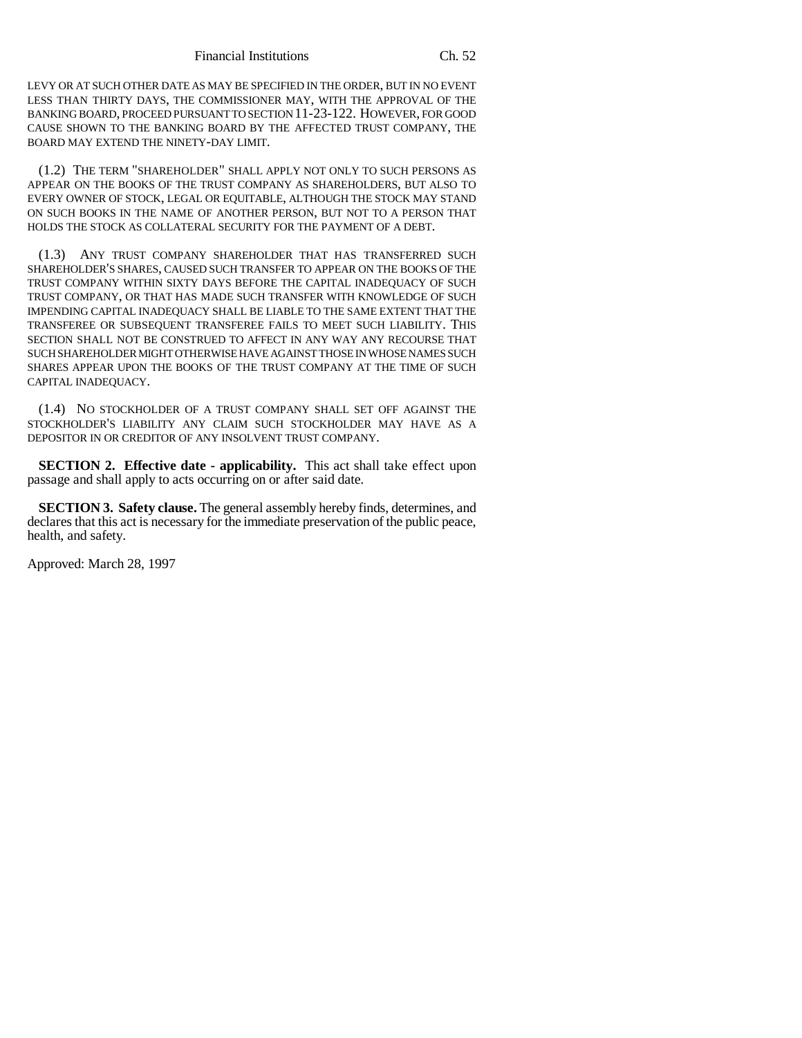LEVY OR AT SUCH OTHER DATE AS MAY BE SPECIFIED IN THE ORDER, BUT IN NO EVENT LESS THAN THIRTY DAYS, THE COMMISSIONER MAY, WITH THE APPROVAL OF THE BANKING BOARD, PROCEED PURSUANT TO SECTION 11-23-122. HOWEVER, FOR GOOD CAUSE SHOWN TO THE BANKING BOARD BY THE AFFECTED TRUST COMPANY, THE BOARD MAY EXTEND THE NINETY-DAY LIMIT.

(1.2) THE TERM "SHAREHOLDER" SHALL APPLY NOT ONLY TO SUCH PERSONS AS APPEAR ON THE BOOKS OF THE TRUST COMPANY AS SHAREHOLDERS, BUT ALSO TO EVERY OWNER OF STOCK, LEGAL OR EQUITABLE, ALTHOUGH THE STOCK MAY STAND ON SUCH BOOKS IN THE NAME OF ANOTHER PERSON, BUT NOT TO A PERSON THAT HOLDS THE STOCK AS COLLATERAL SECURITY FOR THE PAYMENT OF A DEBT.

(1.3) ANY TRUST COMPANY SHAREHOLDER THAT HAS TRANSFERRED SUCH SHAREHOLDER'S SHARES, CAUSED SUCH TRANSFER TO APPEAR ON THE BOOKS OF THE TRUST COMPANY WITHIN SIXTY DAYS BEFORE THE CAPITAL INADEQUACY OF SUCH TRUST COMPANY, OR THAT HAS MADE SUCH TRANSFER WITH KNOWLEDGE OF SUCH IMPENDING CAPITAL INADEQUACY SHALL BE LIABLE TO THE SAME EXTENT THAT THE TRANSFEREE OR SUBSEQUENT TRANSFEREE FAILS TO MEET SUCH LIABILITY. THIS SECTION SHALL NOT BE CONSTRUED TO AFFECT IN ANY WAY ANY RECOURSE THAT SUCH SHAREHOLDER MIGHT OTHERWISE HAVE AGAINST THOSE IN WHOSE NAMES SUCH SHARES APPEAR UPON THE BOOKS OF THE TRUST COMPANY AT THE TIME OF SUCH CAPITAL INADEQUACY.

(1.4) NO STOCKHOLDER OF A TRUST COMPANY SHALL SET OFF AGAINST THE STOCKHOLDER'S LIABILITY ANY CLAIM SUCH STOCKHOLDER MAY HAVE AS A DEPOSITOR IN OR CREDITOR OF ANY INSOLVENT TRUST COMPANY.

**SECTION 2. Effective date - applicability.** This act shall take effect upon passage and shall apply to acts occurring on or after said date.

**SECTION 3. Safety clause.** The general assembly hereby finds, determines, and declares that this act is necessary for the immediate preservation of the public peace, health, and safety.

Approved: March 28, 1997